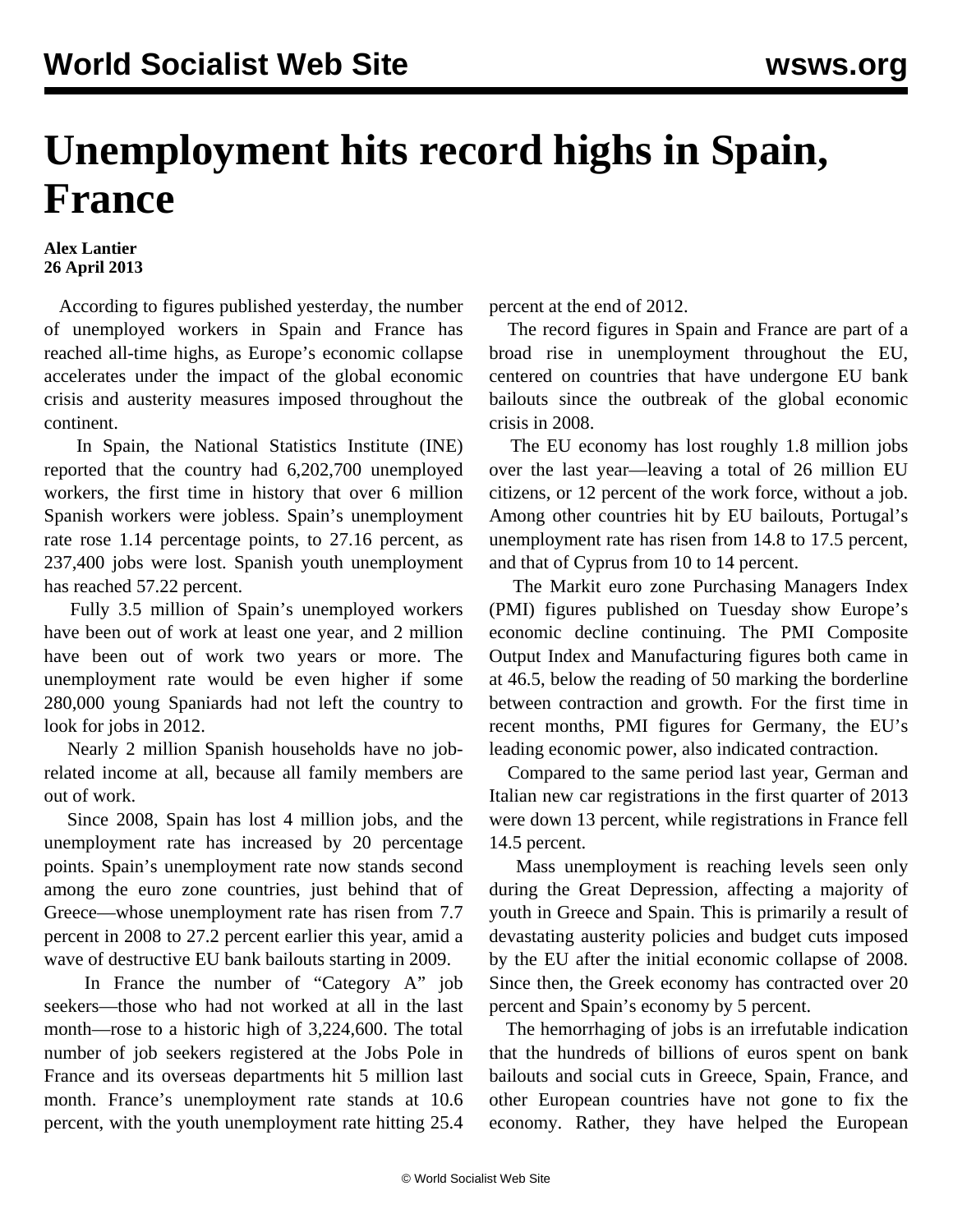# Unemployment hits record highs in Spain, France

**Alex Lantier**
**26 April 2013**

According to figures published yesterday, the number of unemployed workers in Spain and France has reached all-time highs, as Europe's economic collapse accelerates under the impact of the global economic crisis and austerity measures imposed throughout the continent.

In Spain, the National Statistics Institute (INE) reported that the country had 6,202,700 unemployed workers, the first time in history that over 6 million Spanish workers were jobless. Spain's unemployment rate rose 1.14 percentage points, to 27.16 percent, as 237,400 jobs were lost. Spanish youth unemployment has reached 57.22 percent.

Fully 3.5 million of Spain's unemployed workers have been out of work at least one year, and 2 million have been out of work two years or more. The unemployment rate would be even higher if some 280,000 young Spaniards had not left the country to look for jobs in 2012.

Nearly 2 million Spanish households have no job-related income at all, because all family members are out of work.

Since 2008, Spain has lost 4 million jobs, and the unemployment rate has increased by 20 percentage points. Spain's unemployment rate now stands second among the euro zone countries, just behind that of Greece—whose unemployment rate has risen from 7.7 percent in 2008 to 27.2 percent earlier this year, amid a wave of destructive EU bank bailouts starting in 2009.

In France the number of "Category A" job seekers—those who had not worked at all in the last month—rose to a historic high of 3,224,600. The total number of job seekers registered at the Jobs Pole in France and its overseas departments hit 5 million last month. France's unemployment rate stands at 10.6 percent, with the youth unemployment rate hitting 25.4 percent at the end of 2012.

The record figures in Spain and France are part of a broad rise in unemployment throughout the EU, centered on countries that have undergone EU bank bailouts since the outbreak of the global economic crisis in 2008.

The EU economy has lost roughly 1.8 million jobs over the last year—leaving a total of 26 million EU citizens, or 12 percent of the work force, without a job. Among other countries hit by EU bailouts, Portugal's unemployment rate has risen from 14.8 to 17.5 percent, and that of Cyprus from 10 to 14 percent.

The Markit euro zone Purchasing Managers Index (PMI) figures published on Tuesday show Europe's economic decline continuing. The PMI Composite Output Index and Manufacturing figures both came in at 46.5, below the reading of 50 marking the borderline between contraction and growth. For the first time in recent months, PMI figures for Germany, the EU's leading economic power, also indicated contraction.

Compared to the same period last year, German and Italian new car registrations in the first quarter of 2013 were down 13 percent, while registrations in France fell 14.5 percent.

Mass unemployment is reaching levels seen only during the Great Depression, affecting a majority of youth in Greece and Spain. This is primarily a result of devastating austerity policies and budget cuts imposed by the EU after the initial economic collapse of 2008. Since then, the Greek economy has contracted over 20 percent and Spain's economy by 5 percent.

The hemorrhaging of jobs is an irrefutable indication that the hundreds of billions of euros spent on bank bailouts and social cuts in Greece, Spain, France, and other European countries have not gone to fix the economy. Rather, they have helped the European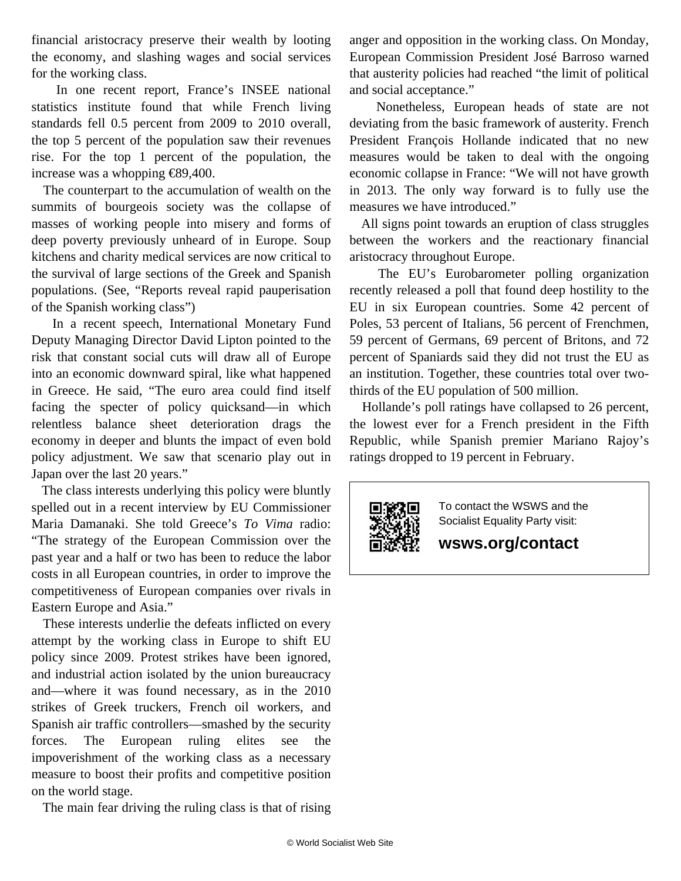financial aristocracy preserve their wealth by looting the economy, and slashing wages and social services for the working class.

In one recent report, France's INSEE national statistics institute found that while French living standards fell 0.5 percent from 2009 to 2010 overall, the top 5 percent of the population saw their revenues rise. For the top 1 percent of the population, the increase was a whopping €89,400.

The counterpart to the accumulation of wealth on the summits of bourgeois society was the collapse of masses of working people into misery and forms of deep poverty previously unheard of in Europe. Soup kitchens and charity medical services are now critical to the survival of large sections of the Greek and Spanish populations. (See, "Reports reveal rapid pauperisation of the Spanish working class")

In a recent speech, International Monetary Fund Deputy Managing Director David Lipton pointed to the risk that constant social cuts will draw all of Europe into an economic downward spiral, like what happened in Greece. He said, "The euro area could find itself facing the specter of policy quicksand—in which relentless balance sheet deterioration drags the economy in deeper and blunts the impact of even bold policy adjustment. We saw that scenario play out in Japan over the last 20 years."

The class interests underlying this policy were bluntly spelled out in a recent interview by EU Commissioner Maria Damanaki. She told Greece's *To Vima* radio: "The strategy of the European Commission over the past year and a half or two has been to reduce the labor costs in all European countries, in order to improve the competitiveness of European companies over rivals in Eastern Europe and Asia."

These interests underlie the defeats inflicted on every attempt by the working class in Europe to shift EU policy since 2009. Protest strikes have been ignored, and industrial action isolated by the union bureaucracy and—where it was found necessary, as in the 2010 strikes of Greek truckers, French oil workers, and Spanish air traffic controllers—smashed by the security forces. The European ruling elites see the impoverishment of the working class as a necessary measure to boost their profits and competitive position on the world stage.

The main fear driving the ruling class is that of rising anger and opposition in the working class. On Monday, European Commission President José Barroso warned that austerity policies had reached "the limit of political and social acceptance."

Nonetheless, European heads of state are not deviating from the basic framework of austerity. French President François Hollande indicated that no new measures would be taken to deal with the ongoing economic collapse in France: "We will not have growth in 2013. The only way forward is to fully use the measures we have introduced."

All signs point towards an eruption of class struggles between the workers and the reactionary financial aristocracy throughout Europe.

The EU's Eurobarometer polling organization recently released a poll that found deep hostility to the EU in six European countries. Some 42 percent of Poles, 53 percent of Italians, 56 percent of Frenchmen, 59 percent of Germans, 69 percent of Britons, and 72 percent of Spaniards said they did not trust the EU as an institution. Together, these countries total over two-thirds of the EU population of 500 million.

Hollande's poll ratings have collapsed to 26 percent, the lowest ever for a French president in the Fifth Republic, while Spanish premier Mariano Rajoy's ratings dropped to 19 percent in February.

To contact the WSWS and the Socialist Equality Party visit:

**wsws.org/contact**